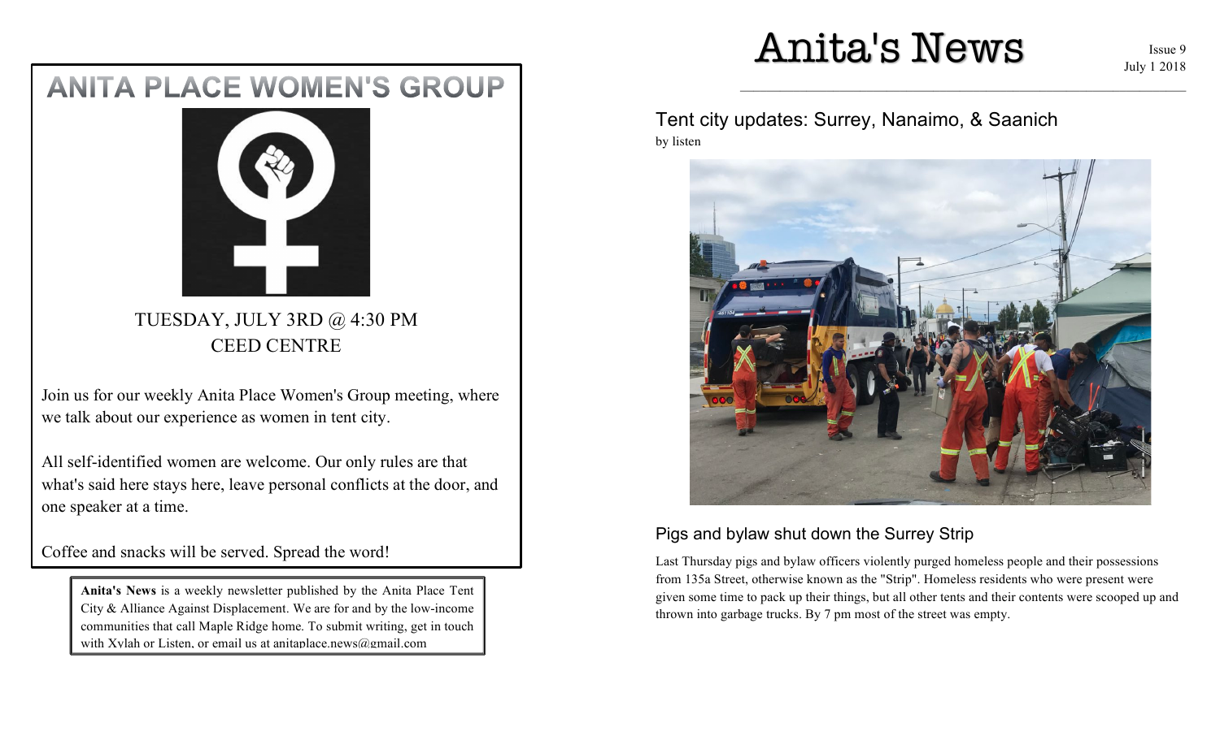# Anita's News

Issue 9
July 1 2018

## Tent city updates: Surrey, Nanaimo, & Saanich

by listen

### Pigs and bylaw shut down the Surrey Strip

Last Thursday pigs and bylaw officers violently purged homeless people and their possessions from 135a Street, otherwise known as the "Strip". Homeless residents who were present were given some time to pack up their things, but all other tents and their contents were scooped up and thrown into garbage trucks. By 7 pm most of the street was empty.

---

## ANITA PLACE WOMEN'S GROUP

TUESDAY, JULY 3RD @ 4:30 PM
CEED CENTRE

Join us for our weekly Anita Place Women's Group meeting, where we talk about our experience as women in tent city.

All self-identified women are welcome. Our only rules are that what's said here stays here, leave personal conflicts at the door, and one speaker at a time.

Coffee and snacks will be served. Spread the word!

---

**Anita's News** is a weekly newsletter published by the Anita Place Tent City & Alliance Against Displacement. We are for and by the low-income communities that call Maple Ridge home. To submit writing, get in touch with Xylah or Listen, or email us at anitaplace.news@gmail.com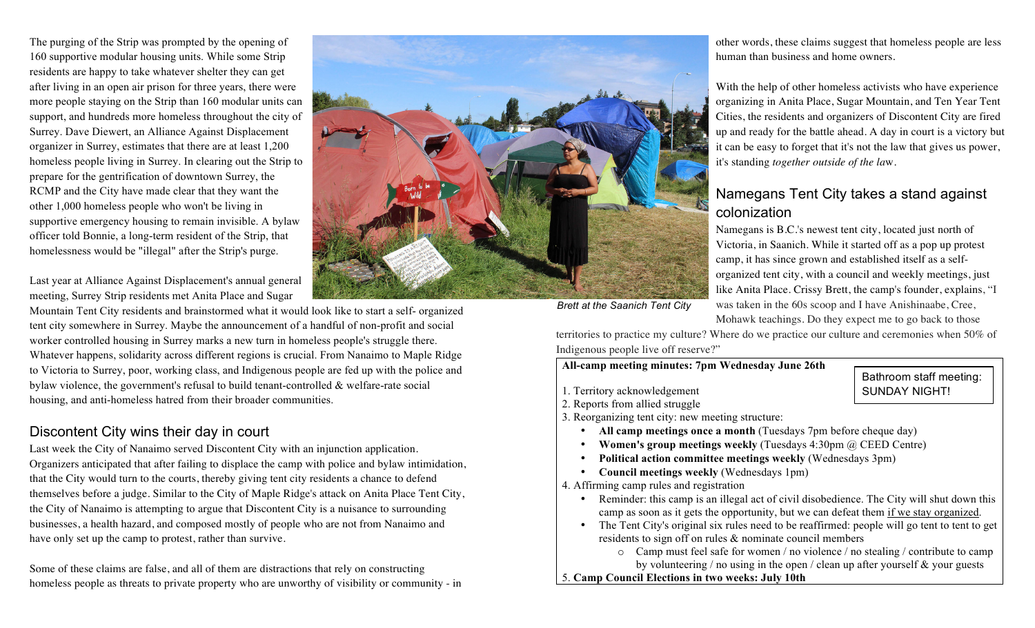The purging of the Strip was prompted by the opening of 160 supportive modular housing units. While some Strip residents are happy to take whatever shelter they can get after living in an open air prison for three years, there were more people staying on the Strip than 160 modular units can support, and hundreds more homeless throughout the city of Surrey. Dave Diewert, an Alliance Against Displacement organizer in Surrey, estimates that there are at least 1,200 homeless people living in Surrey. In clearing out the Strip to prepare for the gentrification of downtown Surrey, the RCMP and the City have made clear that they want the other 1,000 homeless people who won't be living in supportive emergency housing to remain invisible. A bylaw officer told Bonnie, a long-term resident of the Strip, that homelessness would be "illegal" after the Strip's purge.

Last year at Alliance Against Displacement's annual general meeting, Surrey Strip residents met Anita Place and Sugar Mountain Tent City residents and brainstormed what it would look like to start a self- organized tent city somewhere in Surrey. Maybe the announcement of a handful of non-profit and social worker controlled housing in Surrey marks a new turn in homeless people's struggle there. Whatever happens, solidarity across different regions is crucial. From Nanaimo to Maple Ridge to Victoria to Surrey, poor, working class, and Indigenous people are fed up with the police and bylaw violence, the government's refusal to build tenant-controlled & welfare-rate social housing, and anti-homeless hatred from their broader communities.

## Discontent City wins their day in court

Last week the City of Nanaimo served Discontent City with an injunction application. Organizers anticipated that after failing to displace the camp with police and bylaw intimidation, that the City would turn to the courts, thereby giving tent city residents a chance to defend themselves before a judge. Similar to the City of Maple Ridge's attack on Anita Place Tent City, the City of Nanaimo is attempting to argue that Discontent City is a nuisance to surrounding businesses, a health hazard, and composed mostly of people who are not from Nanaimo and have only set up the camp to protest, rather than survive.

Some of these claims are false, and all of them are distractions that rely on constructing homeless people as threats to private property who are unworthy of visibility or community - in other words, these claims suggest that homeless people are less human than business and home owners.

With the help of other homeless activists who have experience organizing in Anita Place, Sugar Mountain, and Ten Year Tent Cities, the residents and organizers of Discontent City are fired up and ready for the battle ahead. A day in court is a victory but it can be easy to forget that it's not the law that gives us power, it's standing *together outside of the law*.

*Brett at the Saanich Tent City*

## Namegans Tent City takes a stand against colonization

Namegans is B.C.'s newest tent city, located just north of Victoria, in Saanich. While it started off as a pop up protest camp, it has since grown and established itself as a self-organized tent city, with a council and weekly meetings, just like Anita Place. Crissy Brett, the camp's founder, explains, "I was taken in the 60s scoop and I have Anishinaabe, Cree, Mohawk teachings. Do they expect me to go back to those territories to practice my culture? Where do we practice our culture and ceremonies when 50% of Indigenous people live off reserve?"

**All-camp meeting minutes: 7pm Wednesday June 26th**

Bathroom staff meeting: SUNDAY NIGHT!

1. Territory acknowledgement
2. Reports from allied struggle
3. Reorganizing tent city: new meeting structure:
   - **All camp meetings once a month** (Tuesdays 7pm before cheque day)
   - **Women's group meetings weekly** (Tuesdays 4:30pm @ CEED Centre)
   - **Political action committee meetings weekly** (Wednesdays 3pm)
   - **Council meetings weekly** (Wednesdays 1pm)
4. Affirming camp rules and registration
   - Reminder: this camp is an illegal act of civil disobedience. The City will shut down this camp as soon as it gets the opportunity, but we can defeat them if we stay organized.
   - The Tent City's original six rules need to be reaffirmed: people will go tent to tent to get residents to sign off on rules & nominate council members
     - Camp must feel safe for women / no violence / no stealing / contribute to camp by volunteering / no using in the open / clean up after yourself & your guests
5. **Camp Council Elections in two weeks: July 10th**